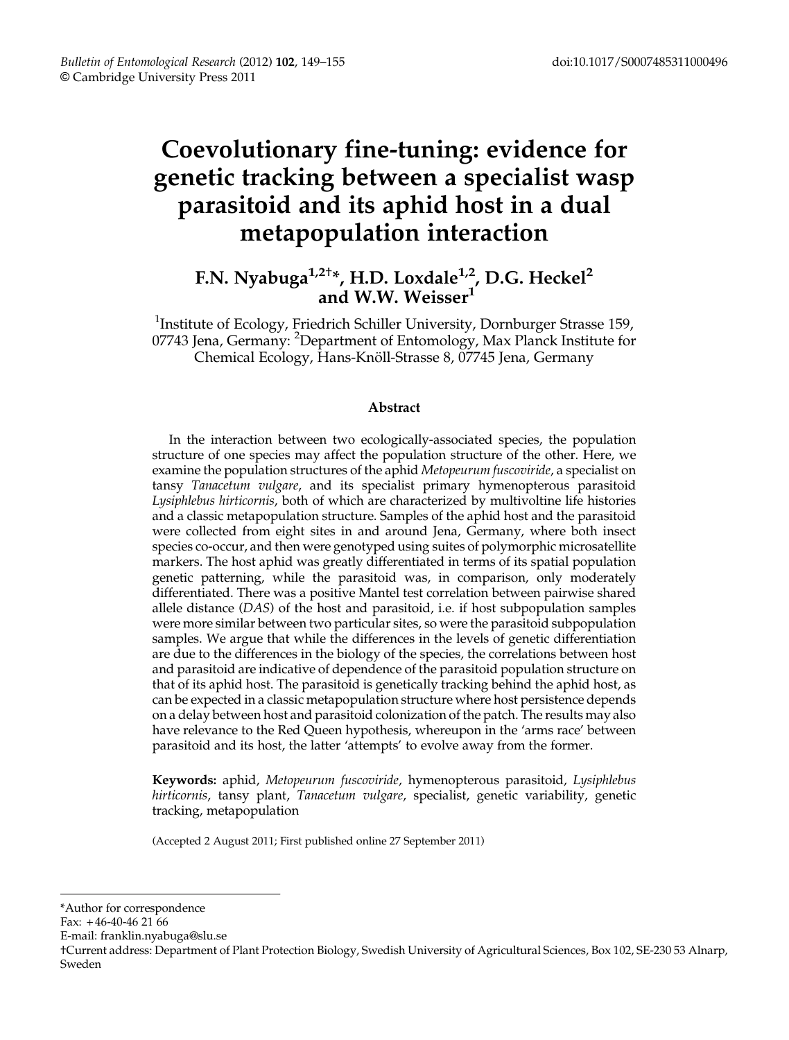# Coevolutionary fine-tuning: evidence for genetic tracking between a specialist wasp parasitoid and its aphid host in a dual metapopulation interaction

**F.N. Nyabuga[1,2†*], H.D. Loxdale[1,2], D.G. Heckel[2] and W.W. Weisser[1]**

[1]Institute of Ecology, Friedrich Schiller University, Dornburger Strasse 159, 07743 Jena, Germany: [2]Department of Entomology, Max Planck Institute for Chemical Ecology, Hans-Knöll-Strasse 8, 07745 Jena, Germany

## Abstract

In the interaction between two ecologically-associated species, the population structure of one species may affect the population structure of the other. Here, we examine the population structures of the aphid *Metopeurum fuscoviride*, a specialist on tansy *Tanacetum vulgare*, and its specialist primary hymenopterous parasitoid *Lysiphlebus hirticornis*, both of which are characterized by multivoltine life histories and a classic metapopulation structure. Samples of the aphid host and the parasitoid were collected from eight sites in and around Jena, Germany, where both insect species co-occur, and then were genotyped using suites of polymorphic microsatellite markers. The host aphid was greatly differentiated in terms of its spatial population genetic patterning, while the parasitoid was, in comparison, only moderately differentiated. There was a positive Mantel test correlation between pairwise shared allele distance (*DAS*) of the host and parasitoid, i.e. if host subpopulation samples were more similar between two particular sites, so were the parasitoid subpopulation samples. We argue that while the differences in the levels of genetic differentiation are due to the differences in the biology of the species, the correlations between host and parasitoid are indicative of dependence of the parasitoid population structure on that of its aphid host. The parasitoid is genetically tracking behind the aphid host, as can be expected in a classic metapopulation structure where host persistence depends on a delay between host and parasitoid colonization of the patch. The results may also have relevance to the Red Queen hypothesis, whereupon in the 'arms race' between parasitoid and its host, the latter 'attempts' to evolve away from the former.

**Keywords:** aphid, *Metopeurum fuscoviride*, hymenopterous parasitoid, *Lysiphlebus hirticornis*, tansy plant, *Tanacetum vulgare*, specialist, genetic variability, genetic tracking, metapopulation

(Accepted 2 August 2011; First published online 27 September 2011)

---

*Author for correspondence
Fax: +46-40-46 21 66
E-mail: franklin.nyabuga@slu.se
†Current address: Department of Plant Protection Biology, Swedish University of Agricultural Sciences, Box 102, SE-230 53 Alnarp, Sweden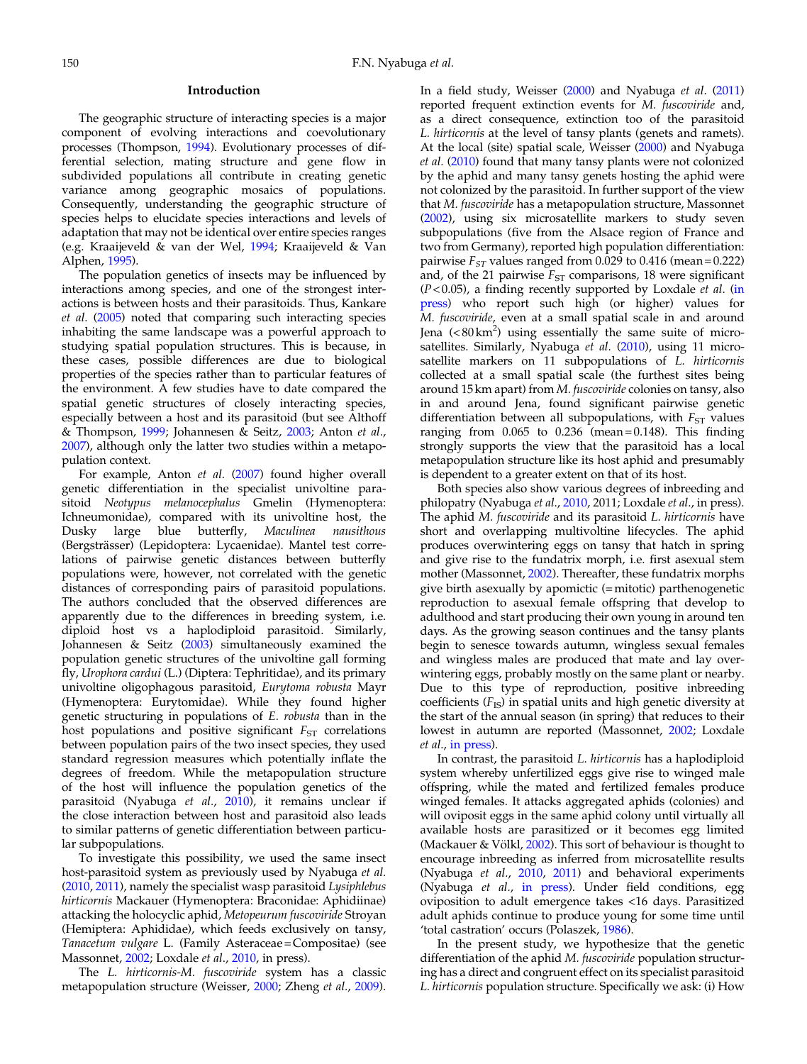## Introduction

The geographic structure of interacting species is a major component of evolving interactions and coevolutionary processes (Thompson, 1994). Evolutionary processes of differential selection, mating structure and gene flow in subdivided populations all contribute in creating genetic variance among geographic mosaics of populations. Consequently, understanding the geographic structure of species helps to elucidate species interactions and levels of adaptation that may not be identical over entire species ranges (e.g. Kraaijeveld & van der Wel, 1994; Kraaijeveld & Van Alphen, 1995).

The population genetics of insects may be influenced by interactions among species, and one of the strongest interactions is between hosts and their parasitoids. Thus, Kankare *et al.* (2005) noted that comparing such interacting species inhabiting the same landscape was a powerful approach to studying spatial population structures. This is because, in these cases, possible differences are due to biological properties of the species rather than to particular features of the environment. A few studies have to date compared the spatial genetic structures of closely interacting species, especially between a host and its parasitoid (but see Althoff & Thompson, 1999; Johannesen & Seitz, 2003; Anton *et al.*, 2007), although only the latter two studies within a metapopulation context.

For example, Anton *et al.* (2007) found higher overall genetic differentiation in the specialist univoltine parasitoid *Neotypus melanocephalus* Gmelin (Hymenoptera: Ichneumonidae), compared with its univoltine host, the Dusky large blue butterfly, *Maculinea nausithous* (Bergsträsser) (Lepidoptera: Lycaenidae). Mantel test correlations of pairwise genetic distances between butterfly populations were, however, not correlated with the genetic distances of corresponding pairs of parasitoid populations. The authors concluded that the observed differences are apparently due to the differences in breeding system, i.e. diploid host vs a haplodiploid parasitoid. Similarly, Johannesen & Seitz (2003) simultaneously examined the population genetic structures of the univoltine gall forming fly, *Urophora cardui* (L.) (Diptera: Tephritidae), and its primary univoltine oligophagous parasitoid, *Eurytoma robusta* Mayr (Hymenoptera: Eurytomidae). While they found higher genetic structuring in populations of *E. robusta* than in the host populations and positive significant $F_{ST}$ correlations between population pairs of the two insect species, they used standard regression measures which potentially inflate the degrees of freedom. While the metapopulation structure of the host will influence the population genetics of the parasitoid (Nyabuga *et al.*, 2010), it remains unclear if the close interaction between host and parasitoid also leads to similar patterns of genetic differentiation between particular subpopulations.

To investigate this possibility, we used the same insect host-parasitoid system as previously used by Nyabuga *et al.* (2010, 2011), namely the specialist wasp parasitoid *Lysiphlebus hirticornis* Mackauer (Hymenoptera: Braconidae: Aphidiinae) attacking the holocyclic aphid, *Metopeurum fuscoviride* Stroyan (Hemiptera: Aphididae), which feeds exclusively on tansy, *Tanacetum vulgare* L. (Family Asteraceae = Compositae) (see Massonnet, 2002; Loxdale *et al.*, 2010, in press).

The *L. hirticornis-M. fuscoviride* system has a classic metapopulation structure (Weisser, 2000; Zheng *et al.*, 2009). In a field study, Weisser (2000) and Nyabuga *et al.* (2011) reported frequent extinction events for *M. fuscoviride* and, as a direct consequence, extinction too of the parasitoid *L. hirticornis* at the level of tansy plants (genets and ramets). At the local (site) spatial scale, Weisser (2000) and Nyabuga *et al.* (2010) found that many tansy plants were not colonized by the aphid and many tansy genets hosting the aphid were not colonized by the parasitoid. In further support of the view that *M. fuscoviride* has a metapopulation structure, Massonnet (2002), using six microsatellite markers to study seven subpopulations (five from the Alsace region of France and two from Germany), reported high population differentiation: pairwise $F_{ST}$ values ranged from 0.029 to 0.416 (mean = 0.222) and, of the 21 pairwise $F_{ST}$ comparisons, 18 were significant ($P < 0.05$), a finding recently supported by Loxdale *et al.* (in press) who report such high (or higher) values for *M. fuscoviride*, even at a small spatial scale in and around Jena (< 80 km$^2$) using essentially the same suite of microsatellites. Similarly, Nyabuga *et al.* (2010), using 11 microsatellite markers on 11 subpopulations of *L. hirticornis* collected at a small spatial scale (the furthest sites being around 15 km apart) from *M. fuscoviride* colonies on tansy, also in and around Jena, found significant pairwise genetic differentiation between all subpopulations, with $F_{ST}$ values ranging from 0.065 to 0.236 (mean = 0.148). This finding strongly supports the view that the parasitoid has a local metapopulation structure like its host aphid and presumably is dependent to a greater extent on that of its host.

Both species also show various degrees of inbreeding and philopatry (Nyabuga *et al.*, 2010, 2011; Loxdale *et al.*, in press). The aphid *M. fuscoviride* and its parasitoid *L. hirticornis* have short and overlapping multivoltine lifecycles. The aphid produces overwintering eggs on tansy that hatch in spring and give rise to the fundatrix morph, i.e. first asexual stem mother (Massonnet, 2002). Thereafter, these fundatrix morphs give birth asexually by apomictic (= mitotic) parthenogenetic reproduction to asexual female offspring that develop to adulthood and start producing their own young in around ten days. As the growing season continues and the tansy plants begin to senesce towards autumn, wingless sexual females and wingless males are produced that mate and lay overwintering eggs, probably mostly on the same plant or nearby. Due to this type of reproduction, positive inbreeding coefficients ($F_{IS}$) in spatial units and high genetic diversity at the start of the annual season (in spring) that reduces to their lowest in autumn are reported (Massonnet, 2002; Loxdale *et al.*, in press).

In contrast, the parasitoid *L. hirticornis* has a haplodiploid system whereby unfertilized eggs give rise to winged male offspring, while the mated and fertilized females produce winged females. It attacks aggregated aphids (colonies) and will oviposit eggs in the same aphid colony until virtually all available hosts are parasitized or it becomes egg limited (Mackauer & Völkl, 2002). This sort of behaviour is thought to encourage inbreeding as inferred from microsatellite results (Nyabuga *et al.*, 2010, 2011) and behavioral experiments (Nyabuga *et al.*, in press). Under field conditions, egg oviposition to adult emergence takes <16 days. Parasitized adult aphids continue to produce young for some time until 'total castration' occurs (Polaszek, 1986).

In the present study, we hypothesize that the genetic differentiation of the aphid *M. fuscoviride* population structuring has a direct and congruent effect on its specialist parasitoid *L. hirticornis* population structure. Specifically we ask: (i) How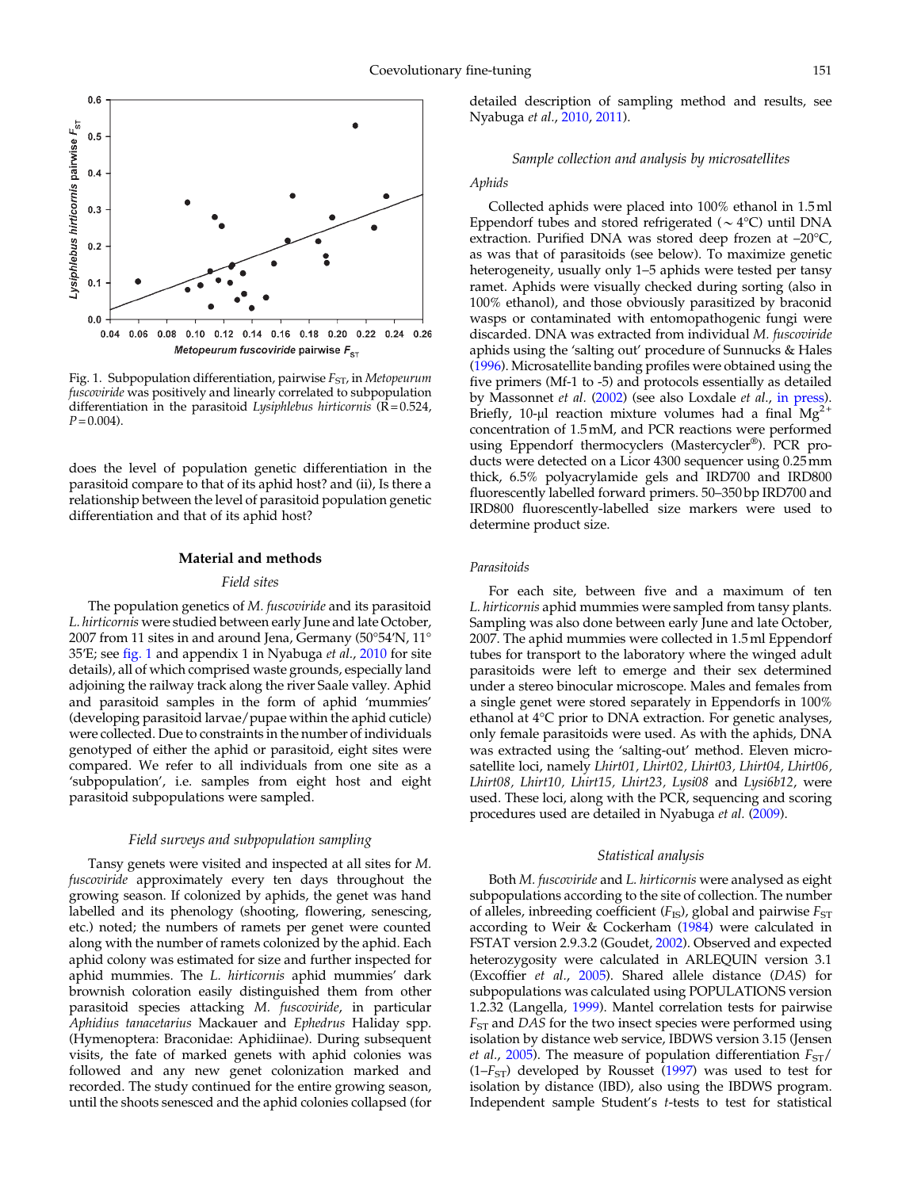Fig. 1. Subpopulation differentiation, pairwise $F_{ST}$, in *Metopeurum fuscoviride* was positively and linearly correlated to subpopulation differentiation in the parasitoid *Lysiphlebus hirticornis* ($R = 0.524$, $P = 0.004$).

does the level of population genetic differentiation in the parasitoid compare to that of its aphid host? and (ii), Is there a relationship between the level of parasitoid population genetic differentiation and that of its aphid host?

## Material and methods

### Field sites

The population genetics of *M. fuscoviride* and its parasitoid *L. hirticornis* were studied between early June and late October, 2007 from 11 sites in and around Jena, Germany (50°54′N, 11° 35′E; see fig. 1 and appendix 1 in Nyabuga *et al.*, 2010 for site details), all of which comprised waste grounds, especially land adjoining the railway track along the river Saale valley. Aphid and parasitoid samples in the form of aphid 'mummies' (developing parasitoid larvae/pupae within the aphid cuticle) were collected. Due to constraints in the number of individuals genotyped of either the aphid or parasitoid, eight sites were compared. We refer to all individuals from one site as a 'subpopulation', i.e. samples from eight host and eight parasitoid subpopulations were sampled.

### Field surveys and subpopulation sampling

Tansy genets were visited and inspected at all sites for *M. fuscoviride* approximately every ten days throughout the growing season. If colonized by aphids, the genet was hand labelled and its phenology (shooting, flowering, senescing, etc.) noted; the numbers of ramets per genet were counted along with the number of ramets colonized by the aphid. Each aphid colony was estimated for size and further inspected for aphid mummies. The *L. hirticornis* aphid mummies' dark brownish coloration easily distinguished them from other parasitoid species attacking *M. fuscoviride*, in particular *Aphidius tanacetarius* Mackauer and *Ephedrus* Haliday spp. (Hymenoptera: Braconidae: Aphidiinae). During subsequent visits, the fate of marked genets with aphid colonies was followed and any new genet colonization marked and recorded. The study continued for the entire growing season, until the shoots senesced and the aphid colonies collapsed (for detailed description of sampling method and results, see Nyabuga *et al.*, 2010, 2011).

### Sample collection and analysis by microsatellites

#### Aphids

Collected aphids were placed into 100% ethanol in 1.5 ml Eppendorf tubes and stored refrigerated (~4°C) until DNA extraction. Purified DNA was stored deep frozen at –20°C, as was that of parasitoids (see below). To maximize genetic heterogeneity, usually only 1–5 aphids were tested per tansy ramet. Aphids were visually checked during sorting (also in 100% ethanol), and those obviously parasitized by braconid wasps or contaminated with entomopathogenic fungi were discarded. DNA was extracted from individual *M. fuscoviride* aphids using the 'salting out' procedure of Sunnucks & Hales (1996). Microsatellite banding profiles were obtained using the five primers (Mf-1 to -5) and protocols essentially as detailed by Massonnet *et al.* (2002) (see also Loxdale *et al.*, in press). Briefly, 10-µl reaction mixture volumes had a final $Mg^{2+}$ concentration of 1.5 mM, and PCR reactions were performed using Eppendorf thermocyclers (Mastercycler®). PCR products were detected on a Licor 4300 sequencer using 0.25 mm thick, 6.5% polyacrylamide gels and IRD700 and IRD800 fluorescently labelled forward primers. 50–350 bp IRD700 and IRD800 fluorescently-labelled size markers were used to determine product size.

#### Parasitoids

For each site, between five and a maximum of ten *L. hirticornis* aphid mummies were sampled from tansy plants. Sampling was also done between early June and late October, 2007. The aphid mummies were collected in 1.5 ml Eppendorf tubes for transport to the laboratory where the winged adult parasitoids were left to emerge and their sex determined under a stereo binocular microscope. Males and females from a single genet were stored separately in Eppendorfs in 100% ethanol at 4°C prior to DNA extraction. For genetic analyses, only female parasitoids were used. As with the aphids, DNA was extracted using the 'salting-out' method. Eleven microsatellite loci, namely *Lhirt01, Lhirt02, Lhirt03, Lhirt04, Lhirt06, Lhirt08, Lhirt10, Lhirt15, Lhirt23, Lysi08* and *Lysi6b12*, were used. These loci, along with the PCR, sequencing and scoring procedures used are detailed in Nyabuga *et al.* (2009).

### Statistical analysis

Both *M. fuscoviride* and *L. hirticornis* were analysed as eight subpopulations according to the site of collection. The number of alleles, inbreeding coefficient ($F_{IS}$), global and pairwise $F_{ST}$ according to Weir & Cockerham (1984) were calculated in FSTAT version 2.9.3.2 (Goudet, 2002). Observed and expected heterozygosity were calculated in ARLEQUIN version 3.1 (Excoffier *et al.*, 2005). Shared allele distance (*DAS*) for subpopulations was calculated using POPULATIONS version 1.2.32 (Langella, 1999). Mantel correlation tests for pairwise $F_{ST}$ and *DAS* for the two insect species were performed using isolation by distance web service, IBDWS version 3.15 (Jensen *et al.*, 2005). The measure of population differentiation $F_{ST}/(1–F_{ST})$ developed by Rousset (1997) was used to test for isolation by distance (IBD), also using the IBDWS program. Independent sample Student's *t*-tests to test for statistical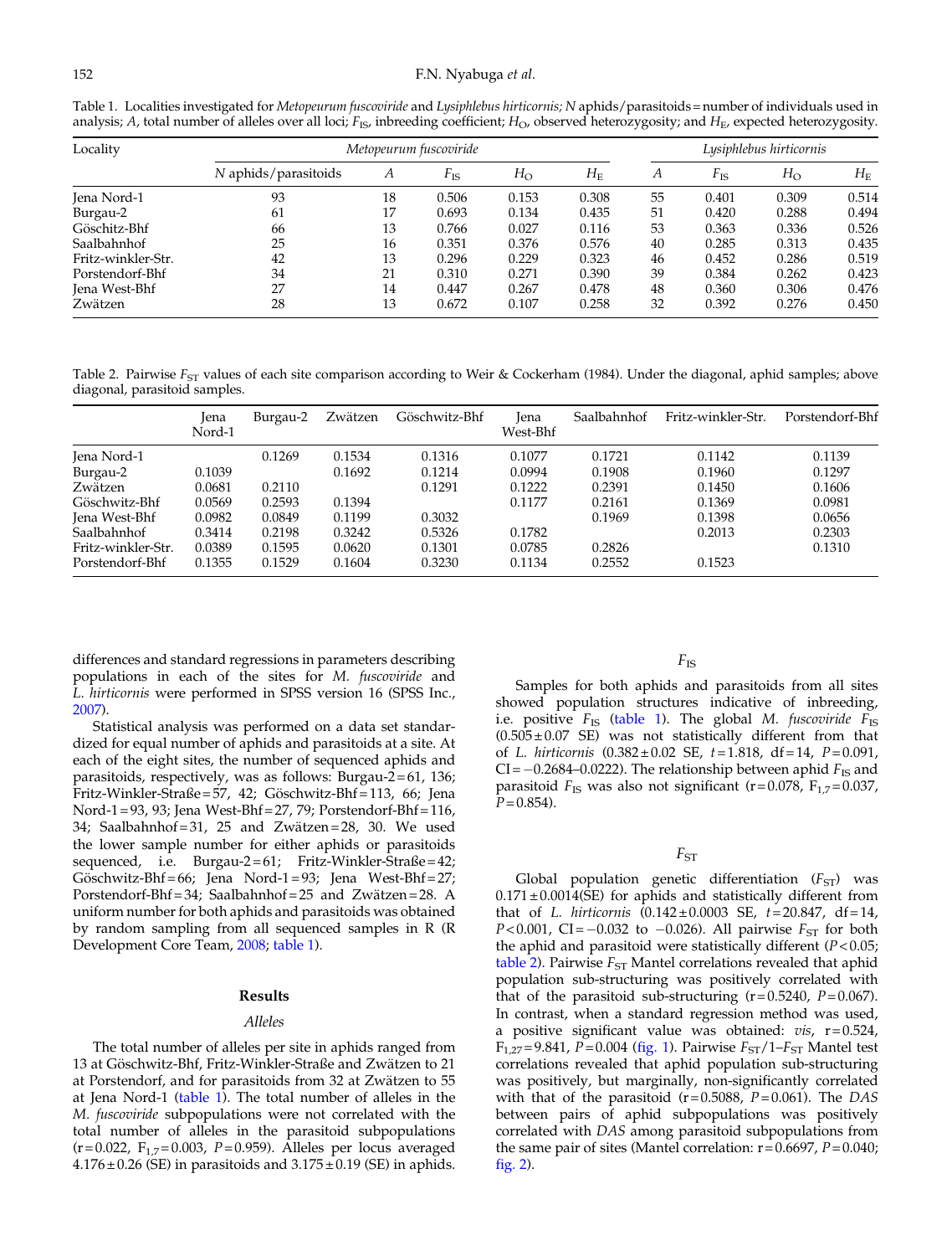Table 1. Localities investigated for *Metopeurum fuscoviride* and *Lysiphlebus hirticornis; N* aphids/parasitoids = number of individuals used in analysis; *A*, total number of alleles over all loci; $F_{IS}$, inbreeding coefficient; $H_O$, observed heterozygosity; and $H_E$, expected heterozygosity.

| Locality | *Metopeurum fuscoviride* | | | | | *Lysiphlebus hirticornis* | | | |
|---|---|---|---|---|---|---|---|---|---|
| | *N* aphids/parasitoids | *A* | $F_{IS}$ | $H_O$ | $H_E$ | *A* | $F_{IS}$ | $H_O$ | $H_E$ |
| Jena Nord-1 | 93 | 18 | 0.506 | 0.153 | 0.308 | 55 | 0.401 | 0.309 | 0.514 |
| Burgau-2 | 61 | 17 | 0.693 | 0.134 | 0.435 | 51 | 0.420 | 0.288 | 0.494 |
| Göschitz-Bhf | 66 | 13 | 0.766 | 0.027 | 0.116 | 53 | 0.363 | 0.336 | 0.526 |
| Saalbahnhof | 25 | 16 | 0.351 | 0.376 | 0.576 | 40 | 0.285 | 0.313 | 0.435 |
| Fritz-winkler-Str. | 42 | 13 | 0.296 | 0.229 | 0.323 | 46 | 0.452 | 0.286 | 0.519 |
| Porstendorf-Bhf | 34 | 21 | 0.310 | 0.271 | 0.390 | 39 | 0.384 | 0.262 | 0.423 |
| Jena West-Bhf | 27 | 14 | 0.447 | 0.267 | 0.478 | 48 | 0.360 | 0.306 | 0.476 |
| Zwätzen | 28 | 13 | 0.672 | 0.107 | 0.258 | 32 | 0.392 | 0.276 | 0.450 |

Table 2. Pairwise $F_{ST}$ values of each site comparison according to Weir & Cockerham (1984). Under the diagonal, aphid samples; above diagonal, parasitoid samples.

| | Jena Nord-1 | Burgau-2 | Zwätzen | Göschwitz-Bhf | Jena West-Bhf | Saalbahnhof | Fritz-winkler-Str. | Porstendorf-Bhf |
|---|---|---|---|---|---|---|---|---|
| Jena Nord-1 | | 0.1269 | 0.1534 | 0.1316 | 0.1077 | 0.1721 | 0.1142 | 0.1139 |
| Burgau-2 | 0.1039 | | 0.1692 | 0.1214 | 0.0994 | 0.1908 | 0.1960 | 0.1297 |
| Zwätzen | 0.0681 | 0.2110 | | 0.1291 | 0.1222 | 0.2391 | 0.1450 | 0.1606 |
| Göschwitz-Bhf | 0.0569 | 0.2593 | 0.1394 | | 0.1177 | 0.2161 | 0.1369 | 0.0981 |
| Jena West-Bhf | 0.0982 | 0.0849 | 0.1199 | 0.3032 | | 0.1969 | 0.1398 | 0.0656 |
| Saalbahnhof | 0.3414 | 0.2198 | 0.3242 | 0.5326 | 0.1782 | | 0.2013 | 0.2303 |
| Fritz-winkler-Str. | 0.0389 | 0.1595 | 0.0620 | 0.1301 | 0.0785 | 0.2826 | | 0.1310 |
| Porstendorf-Bhf | 0.1355 | 0.1529 | 0.1604 | 0.3230 | 0.1134 | 0.2552 | 0.1523 | |

differences and standard regressions in parameters describing populations in each of the sites for *M. fuscoviride* and *L. hirticornis* were performed in SPSS version 16 (SPSS Inc., 2007).

Statistical analysis was performed on a data set standardized for equal number of aphids and parasitoids at a site. At each of the eight sites, the number of sequenced aphids and parasitoids, respectively, was as follows: Burgau-2 = 61, 136; Fritz-Winkler-Straße = 57, 42; Göschwitz-Bhf = 113, 66; Jena Nord-1 = 93, 93; Jena West-Bhf = 27, 79; Porstendorf-Bhf = 116, 34; Saalbahnhof = 31, 25 and Zwätzen = 28, 30. We used the lower sample number for either aphids or parasitoids sequenced, i.e. Burgau-2 = 61; Fritz-Winkler-Straße = 42; Göschwitz-Bhf = 66; Jena Nord-1 = 93; Jena West-Bhf = 27; Porstendorf-Bhf = 34; Saalbahnhof = 25 and Zwätzen = 28. A uniform number for both aphids and parasitoids was obtained by random sampling from all sequenced samples in R (R Development Core Team, 2008; table 1).

## Results

### *Alleles*

The total number of alleles per site in aphids ranged from 13 at Göschwitz-Bhf, Fritz-Winkler-Straße and Zwätzen to 21 at Porstendorf, and for parasitoids from 32 at Zwätzen to 55 at Jena Nord-1 (table 1). The total number of alleles in the *M. fuscoviride* subpopulations were not correlated with the total number of alleles in the parasitoid subpopulations (r = 0.022, $F_{1,7}$ = 0.003, *P* = 0.959). Alleles per locus averaged 4.176 ± 0.26 (SE) in parasitoids and 3.175 ± 0.19 (SE) in aphids.

### $F_{IS}$

Samples for both aphids and parasitoids from all sites showed population structures indicative of inbreeding, i.e. positive $F_{IS}$ (table 1). The global *M. fuscoviride* $F_{IS}$ (0.505 ± 0.07 SE) was not statistically different from that of *L. hirticornis* (0.382 ± 0.02 SE, *t* = 1.818, df = 14, *P* = 0.091, CI = −0.2684–0.0222). The relationship between aphid $F_{IS}$ and parasitoid $F_{IS}$ was also not significant (r = 0.078, $F_{1,7}$ = 0.037, *P* = 0.854).

### $F_{ST}$

Global population genetic differentiation ($F_{ST}$) was 0.171 ± 0.0014(SE) for aphids and statistically different from that of *L. hirticornis* (0.142 ± 0.0003 SE, *t* = 20.847, df = 14, *P* < 0.001, CI = −0.032 to −0.026). All pairwise $F_{ST}$ for both the aphid and parasitoid were statistically different (*P* < 0.05; table 2). Pairwise $F_{ST}$ Mantel correlations revealed that aphid population sub-structuring was positively correlated with that of the parasitoid sub-structuring (r = 0.5240, *P* = 0.067). In contrast, when a standard regression method was used, a positive significant value was obtained: *vis*, r = 0.524, $F_{1,27}$ = 9.841, *P* = 0.004 (fig. 1). Pairwise $F_{ST}/1–F_{ST}$ Mantel test correlations revealed that aphid population sub-structuring was positively, but marginally, non-significantly correlated with that of the parasitoid (r = 0.5088, *P* = 0.061). The *DAS* between pairs of aphid subpopulations was positively correlated with *DAS* among parasitoid subpopulations from the same pair of sites (Mantel correlation: r = 0.6697, *P* = 0.040; fig. 2).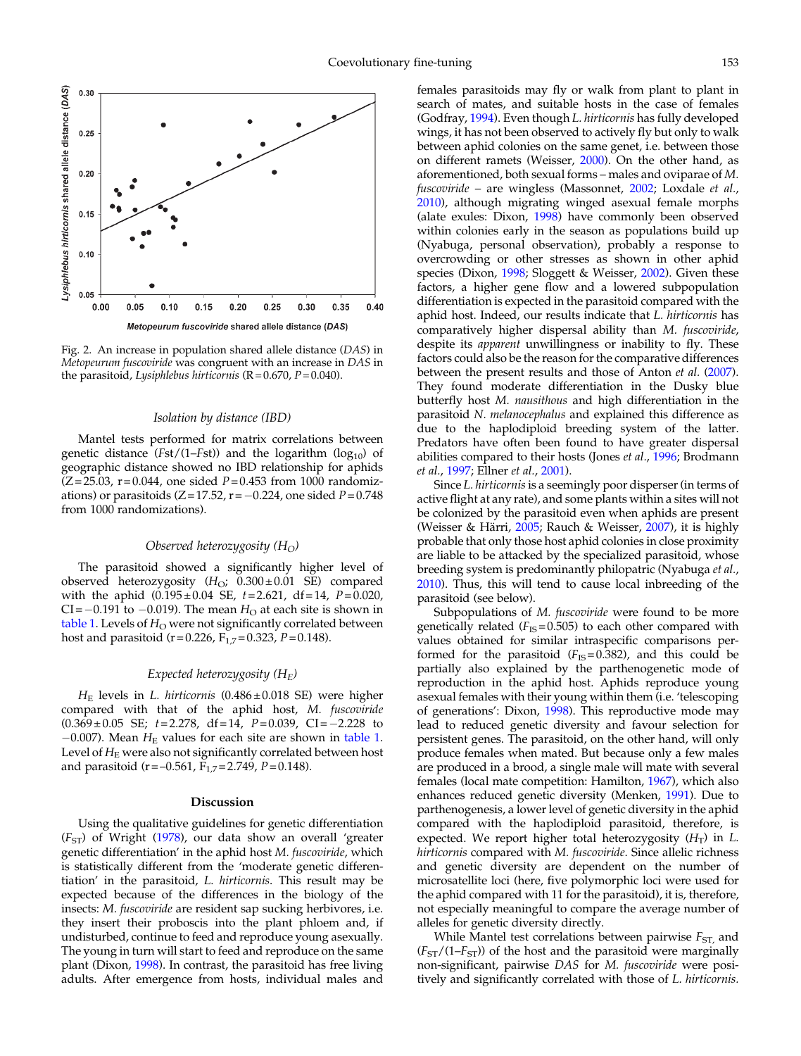Fig. 2. An increase in population shared allele distance (*DAS*) in *Metopeurum fuscoviride* was congruent with an increase in *DAS* in the parasitoid, *Lysiphlebus hirticornis* (R = 0.670, $P = 0.040$).

### Isolation by distance (IBD)

Mantel tests performed for matrix correlations between genetic distance ($Fst/(1–Fst)$) and the logarithm ($\log_{10}$) of geographic distance showed no IBD relationship for aphids (Z = 25.03, r = 0.044, one sided $P = 0.453$ from 1000 randomizations) or parasitoids (Z = 17.52, r = −0.224, one sided $P = 0.748$ from 1000 randomizations).

### Observed heterozygosity ($H_O$)

The parasitoid showed a significantly higher level of observed heterozygosity ($H_O$; 0.300 ± 0.01 SE) compared with the aphid (0.195 ± 0.04 SE, $t = 2.621$, df = 14, $P = 0.020$, CI = −0.191 to −0.019). The mean $H_O$ at each site is shown in table 1. Levels of $H_O$ were not significantly correlated between host and parasitoid (r = 0.226, $F_{1,7} = 0.323$, $P = 0.148$).

### Expected heterozygosity ($H_E$)

$H_E$ levels in *L. hirticornis* (0.486 ± 0.018 SE) were higher compared with that of the aphid host, *M. fuscoviride* (0.369 ± 0.05 SE; $t = 2.278$, df = 14, $P = 0.039$, CI = −2.228 to −0.007). Mean $H_E$ values for each site are shown in table 1. Level of $H_E$ were also not significantly correlated between host and parasitoid (r = −0.561, $F_{1,7} = 2.749$, $P = 0.148$).

## Discussion

Using the qualitative guidelines for genetic differentiation ($F_{ST}$) of Wright (1978), our data show an overall 'greater genetic differentiation' in the aphid host *M. fuscoviride*, which is statistically different from the 'moderate genetic differentiation' in the parasitoid, *L. hirticornis*. This result may be expected because of the differences in the biology of the insects: *M. fuscoviride* are resident sap sucking herbivores, i.e. they insert their proboscis into the plant phloem and, if undisturbed, continue to feed and reproduce young asexually. The young in turn will start to feed and reproduce on the same plant (Dixon, 1998). In contrast, the parasitoid has free living adults. After emergence from hosts, individual males and females parasitoids may fly or walk from plant to plant in search of mates, and suitable hosts in the case of females (Godfray, 1994). Even though *L. hirticornis* has fully developed wings, it has not been observed to actively fly but only to walk between aphid colonies on the same genet, i.e. between those on different ramets (Weisser, 2000). On the other hand, as aforementioned, both sexual forms – males and oviparae of *M. fuscoviride* – are wingless (Massonnet, 2002; Loxdale *et al.*, 2010), although migrating winged asexual female morphs (alate exules: Dixon, 1998) have commonly been observed within colonies early in the season as populations build up (Nyabuga, personal observation), probably a response to overcrowding or other stresses as shown in other aphid species (Dixon, 1998; Sloggett & Weisser, 2002). Given these factors, a higher gene flow and a lowered subpopulation differentiation is expected in the parasitoid compared with the aphid host. Indeed, our results indicate that *L. hirticornis* has comparatively higher dispersal ability than *M. fuscoviride*, despite its *apparent* unwillingness or inability to fly. These factors could also be the reason for the comparative differences between the present results and those of Anton *et al.* (2007). They found moderate differentiation in the Dusky blue butterfly host *M. nausithous* and high differentiation in the parasitoid *N. melanocephalus* and explained this difference as due to the haplodiploid breeding system of the latter. Predators have often been found to have greater dispersal abilities compared to their hosts (Jones *et al.*, 1996; Brodmann *et al.*, 1997; Ellner *et al.*, 2001).

Since *L. hirticornis* is a seemingly poor disperser (in terms of active flight at any rate), and some plants within a sites will not be colonized by the parasitoid even when aphids are present (Weisser & Härri, 2005; Rauch & Weisser, 2007), it is highly probable that only those host aphid colonies in close proximity are liable to be attacked by the specialized parasitoid, whose breeding system is predominantly philopatric (Nyabuga *et al.*, 2010). Thus, this will tend to cause local inbreeding of the parasitoid (see below).

Subpopulations of *M. fuscoviride* were found to be more genetically related ($F_{IS} = 0.505$) to each other compared with values obtained for similar intraspecific comparisons performed for the parasitoid ($F_{IS} = 0.382$), and this could be partially also explained by the parthenogenetic mode of reproduction in the aphid host. Aphids reproduce young asexual females with their young within them (i.e. 'telescoping of generations': Dixon, 1998). This reproductive mode may lead to reduced genetic diversity and favour selection for persistent genes. The parasitoid, on the other hand, will only produce females when mated. But because only a few males are produced in a brood, a single male will mate with several females (local mate competition: Hamilton, 1967), which also enhances reduced genetic diversity (Menken, 1991). Due to parthenogenesis, a lower level of genetic diversity in the aphid compared with the haplodiploid parasitoid, therefore, is expected. We report higher total heterozygosity ($H_T$) in *L. hirticornis* compared with *M. fuscoviride*. Since allelic richness and genetic diversity are dependent on the number of microsatellite loci (here, five polymorphic loci were used for the aphid compared with 11 for the parasitoid), it is, therefore, not especially meaningful to compare the average number of alleles for genetic diversity directly.

While Mantel test correlations between pairwise $F_{ST,}$ and ($F_{ST}/(1–F_{ST})$) of the host and the parasitoid were marginally non-significant, pairwise *DAS* for *M. fuscoviride* were positively and significantly correlated with those of *L. hirticornis*.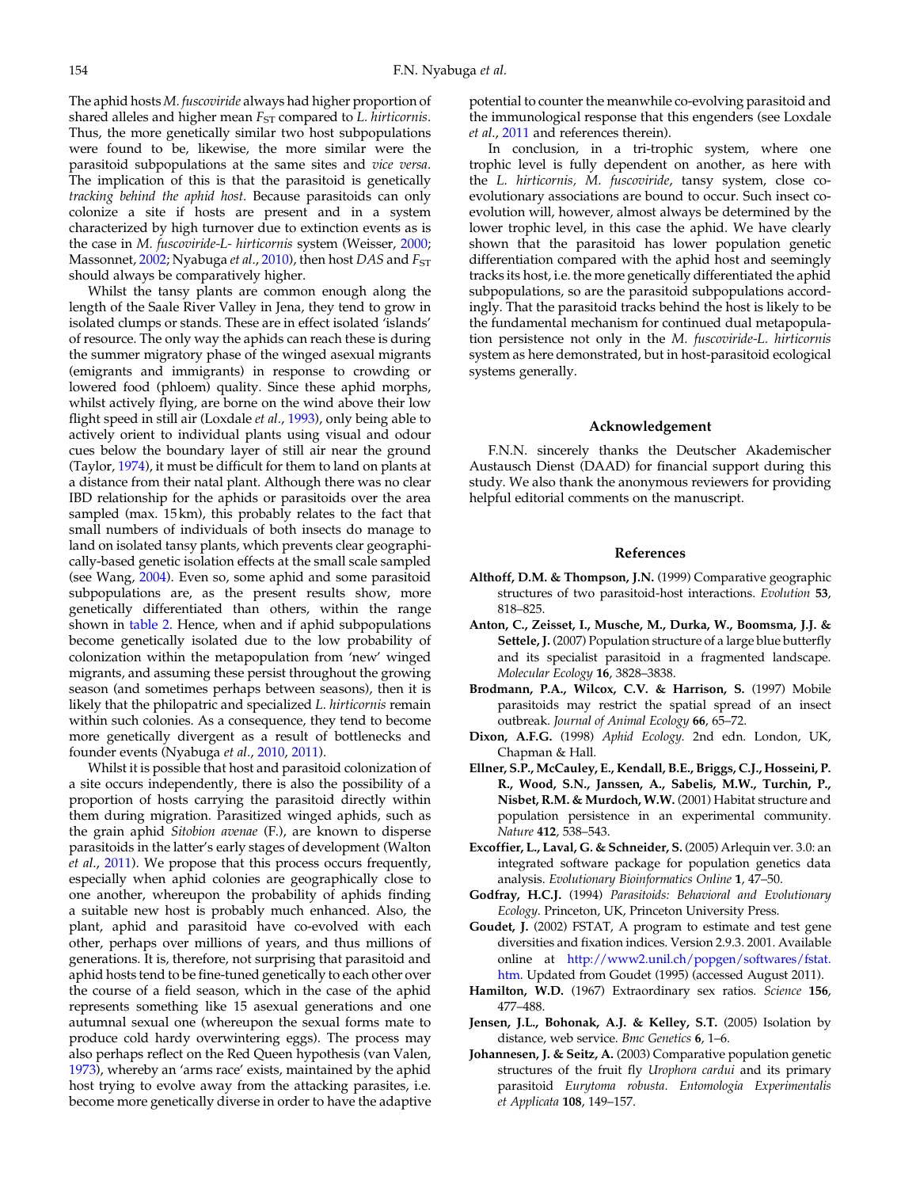The aphid hosts *M. fuscoviride* always had higher proportion of shared alleles and higher mean $F_{ST}$ compared to *L. hirticornis*. Thus, the more genetically similar two host subpopulations were found to be, likewise, the more similar were the parasitoid subpopulations at the same sites and *vice versa*. The implication of this is that the parasitoid is genetically *tracking behind the aphid host*. Because parasitoids can only colonize a site if hosts are present and in a system characterized by high turnover due to extinction events as is the case in *M. fuscoviride-L- hirticornis* system (Weisser, 2000; Massonnet, 2002; Nyabuga *et al*., 2010), then host *DAS* and $F_{ST}$ should always be comparatively higher.

Whilst the tansy plants are common enough along the length of the Saale River Valley in Jena, they tend to grow in isolated clumps or stands. These are in effect isolated 'islands' of resource. The only way the aphids can reach these is during the summer migratory phase of the winged asexual migrants (emigrants and immigrants) in response to crowding or lowered food (phloem) quality. Since these aphid morphs, whilst actively flying, are borne on the wind above their low flight speed in still air (Loxdale *et al*., 1993), only being able to actively orient to individual plants using visual and odour cues below the boundary layer of still air near the ground (Taylor, 1974), it must be difficult for them to land on plants at a distance from their natal plant. Although there was no clear IBD relationship for the aphids or parasitoids over the area sampled (max. 15 km), this probably relates to the fact that small numbers of individuals of both insects do manage to land on isolated tansy plants, which prevents clear geographically-based genetic isolation effects at the small scale sampled (see Wang, 2004). Even so, some aphid and some parasitoid subpopulations are, as the present results show, more genetically differentiated than others, within the range shown in table 2. Hence, when and if aphid subpopulations become genetically isolated due to the low probability of colonization within the metapopulation from 'new' winged migrants, and assuming these persist throughout the growing season (and sometimes perhaps between seasons), then it is likely that the philopatric and specialized *L. hirticornis* remain within such colonies. As a consequence, they tend to become more genetically divergent as a result of bottlenecks and founder events (Nyabuga *et al*., 2010, 2011).

Whilst it is possible that host and parasitoid colonization of a site occurs independently, there is also the possibility of a proportion of hosts carrying the parasitoid directly within them during migration. Parasitized winged aphids, such as the grain aphid *Sitobion avenae* (F.), are known to disperse parasitoids in the latter's early stages of development (Walton *et al*., 2011). We propose that this process occurs frequently, especially when aphid colonies are geographically close to one another, whereupon the probability of aphids finding a suitable new host is probably much enhanced. Also, the plant, aphid and parasitoid have co-evolved with each other, perhaps over millions of years, and thus millions of generations. It is, therefore, not surprising that parasitoid and aphid hosts tend to be fine-tuned genetically to each other over the course of a field season, which in the case of the aphid represents something like 15 asexual generations and one autumnal sexual one (whereupon the sexual forms mate to produce cold hardy overwintering eggs). The process may also perhaps reflect on the Red Queen hypothesis (van Valen, 1973), whereby an 'arms race' exists, maintained by the aphid host trying to evolve away from the attacking parasites, i.e. become more genetically diverse in order to have the adaptive potential to counter the meanwhile co-evolving parasitoid and the immunological response that this engenders (see Loxdale *et al*., 2011 and references therein).

In conclusion, in a tri-trophic system, where one trophic level is fully dependent on another, as here with the *L. hirticornis*, *M. fuscoviride*, tansy system, close co-evolutionary associations are bound to occur. Such insect co-evolution will, however, almost always be determined by the lower trophic level, in this case the aphid. We have clearly shown that the parasitoid has lower population genetic differentiation compared with the aphid host and seemingly tracks its host, i.e. the more genetically differentiated the aphid subpopulations, so are the parasitoid subpopulations accordingly. That the parasitoid tracks behind the host is likely to be the fundamental mechanism for continued dual metapopulation persistence not only in the *M. fuscoviride-L. hirticornis* system as here demonstrated, but in host-parasitoid ecological systems generally.

## Acknowledgement

F.N.N. sincerely thanks the Deutscher Akademischer Austausch Dienst (DAAD) for financial support during this study. We also thank the anonymous reviewers for providing helpful editorial comments on the manuscript.

## References

**Althoff, D.M. & Thompson, J.N.** (1999) Comparative geographic structures of two parasitoid-host interactions. *Evolution* **53**, 818–825.

**Anton, C., Zeisset, I., Musche, M., Durka, W., Boomsma, J.J. & Settele, J.** (2007) Population structure of a large blue butterfly and its specialist parasitoid in a fragmented landscape. *Molecular Ecology* **16**, 3828–3838.

**Brodmann, P.A., Wilcox, C.V. & Harrison, S.** (1997) Mobile parasitoids may restrict the spatial spread of an insect outbreak. *Journal of Animal Ecology* **66**, 65–72.

**Dixon, A.F.G.** (1998) *Aphid Ecology*. 2nd edn. London, UK, Chapman & Hall.

**Ellner, S.P., McCauley, E., Kendall, B.E., Briggs, C.J., Hosseini, P. R., Wood, S.N., Janssen, A., Sabelis, M.W., Turchin, P., Nisbet, R.M. & Murdoch, W.W.** (2001) Habitat structure and population persistence in an experimental community. *Nature* **412**, 538–543.

**Excoffier, L., Laval, G. & Schneider, S.** (2005) Arlequin ver. 3.0: an integrated software package for population genetics data analysis. *Evolutionary Bioinformatics Online* **1**, 47–50.

**Godfray, H.C.J.** (1994) *Parasitoids: Behavioral and Evolutionary Ecology*. Princeton, UK, Princeton University Press.

**Goudet, J.** (2002) FSTAT, A program to estimate and test gene diversities and fixation indices. Version 2.9.3. 2001. Available online at http://www2.unil.ch/popgen/softwares/fstat.htm. Updated from Goudet (1995) (accessed August 2011).

**Hamilton, W.D.** (1967) Extraordinary sex ratios. *Science* **156**, 477–488.

**Jensen, J.L., Bohonak, A.J. & Kelley, S.T.** (2005) Isolation by distance, web service. *Bmc Genetics* **6**, 1–6.

**Johannesen, J. & Seitz, A.** (2003) Comparative population genetic structures of the fruit fly *Urophora cardui* and its primary parasitoid *Eurytoma robusta*. *Entomologia Experimentalis et Applicata* **108**, 149–157.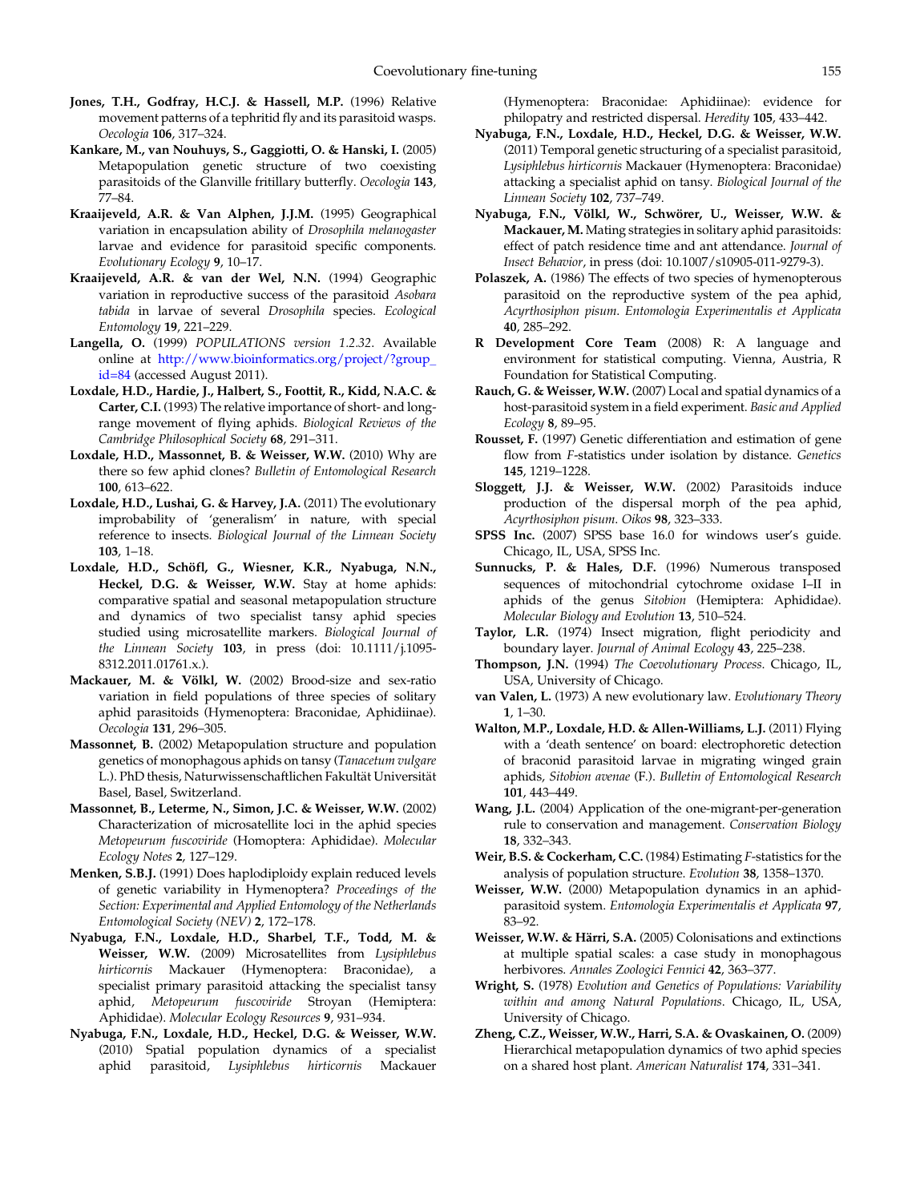**Jones, T.H., Godfray, H.C.J. & Hassell, M.P.** (1996) Relative movement patterns of a tephritid fly and its parasitoid wasps. *Oecologia* **106**, 317–324.

**Kankare, M., van Nouhuys, S., Gaggiotti, O. & Hanski, I.** (2005) Metapopulation genetic structure of two coexisting parasitoids of the Glanville fritillary butterfly. *Oecologia* **143**, 77–84.

**Kraaijeveld, A.R. & Van Alphen, J.J.M.** (1995) Geographical variation in encapsulation ability of *Drosophila melanogaster* larvae and evidence for parasitoid specific components. *Evolutionary Ecology* **9**, 10–17.

**Kraaijeveld, A.R. & van der Wel, N.N.** (1994) Geographic variation in reproductive success of the parasitoid *Asobara tabida* in larvae of several *Drosophila* species. *Ecological Entomology* **19**, 221–229.

**Langella, O.** (1999) *POPULATIONS version 1.2.32*. Available online at http://www.bioinformatics.org/project/?group_id=84 (accessed August 2011).

**Loxdale, H.D., Hardie, J., Halbert, S., Foottit, R., Kidd, N.A.C. & Carter, C.I.** (1993) The relative importance of short- and long-range movement of flying aphids. *Biological Reviews of the Cambridge Philosophical Society* **68**, 291–311.

**Loxdale, H.D., Massonnet, B. & Weisser, W.W.** (2010) Why are there so few aphid clones? *Bulletin of Entomological Research* **100**, 613–622.

**Loxdale, H.D., Lushai, G. & Harvey, J.A.** (2011) The evolutionary improbability of 'generalism' in nature, with special reference to insects. *Biological Journal of the Linnean Society* **103**, 1–18.

**Loxdale, H.D., Schöfl, G., Wiesner, K.R., Nyabuga, N.N., Heckel, D.G. & Weisser, W.W.** Stay at home aphids: comparative spatial and seasonal metapopulation structure and dynamics of two specialist tansy aphid species studied using microsatellite markers. *Biological Journal of the Linnean Society* **103**, in press (doi: 10.1111/j.1095-8312.2011.01761.x.).

**Mackauer, M. & Völkl, W.** (2002) Brood-size and sex-ratio variation in field populations of three species of solitary aphid parasitoids (Hymenoptera: Braconidae, Aphidiinae). *Oecologia* **131**, 296–305.

**Massonnet, B.** (2002) Metapopulation structure and population genetics of monophagous aphids on tansy (*Tanacetum vulgare* L.). PhD thesis, Naturwissenschaftlichen Fakultät Universität Basel, Basel, Switzerland.

**Massonnet, B., Leterme, N., Simon, J.C. & Weisser, W.W.** (2002) Characterization of microsatellite loci in the aphid species *Metopeurum fuscoviride* (Homoptera: Aphididae). *Molecular Ecology Notes* **2**, 127–129.

**Menken, S.B.J.** (1991) Does haplodiploidy explain reduced levels of genetic variability in Hymenoptera? *Proceedings of the Section: Experimental and Applied Entomology of the Netherlands Entomological Society (NEV)* **2**, 172–178.

**Nyabuga, F.N., Loxdale, H.D., Sharbel, T.F., Todd, M. & Weisser, W.W.** (2009) Microsatellites from *Lysiphlebus hirticornis* Mackauer (Hymenoptera: Braconidae), a specialist primary parasitoid attacking the specialist tansy aphid, *Metopeurum fuscoviride* Stroyan (Hemiptera: Aphididae). *Molecular Ecology Resources* **9**, 931–934.

**Nyabuga, F.N., Loxdale, H.D., Heckel, D.G. & Weisser, W.W.** (2010) Spatial population dynamics of a specialist aphid parasitoid, *Lysiphlebus hirticornis* Mackauer (Hymenoptera: Braconidae: Aphidiinae): evidence for philopatry and restricted dispersal. *Heredity* **105**, 433–442.

**Nyabuga, F.N., Loxdale, H.D., Heckel, D.G. & Weisser, W.W.** (2011) Temporal genetic structuring of a specialist parasitoid, *Lysiphlebus hirticornis* Mackauer (Hymenoptera: Braconidae) attacking a specialist aphid on tansy. *Biological Journal of the Linnean Society* **102**, 737–749.

**Nyabuga, F.N., Völkl, W., Schwörer, U., Weisser, W.W. & Mackauer, M.** Mating strategies in solitary aphid parasitoids: effect of patch residence time and ant attendance. *Journal of Insect Behavior*, in press (doi: 10.1007/s10905-011-9279-3).

**Polaszek, A.** (1986) The effects of two species of hymenopterous parasitoid on the reproductive system of the pea aphid, *Acyrthosiphon pisum*. *Entomologia Experimentalis et Applicata* **40**, 285–292.

**R Development Core Team** (2008) R: A language and environment for statistical computing. Vienna, Austria, R Foundation for Statistical Computing.

**Rauch, G. & Weisser, W.W.** (2007) Local and spatial dynamics of a host-parasitoid system in a field experiment. *Basic and Applied Ecology* **8**, 89–95.

**Rousset, F.** (1997) Genetic differentiation and estimation of gene flow from *F*-statistics under isolation by distance. *Genetics* **145**, 1219–1228.

**Sloggett, J.J. & Weisser, W.W.** (2002) Parasitoids induce production of the dispersal morph of the pea aphid, *Acyrthosiphon pisum*. *Oikos* **98**, 323–333.

**SPSS Inc.** (2007) SPSS base 16.0 for windows user's guide. Chicago, IL, USA, SPSS Inc.

**Sunnucks, P. & Hales, D.F.** (1996) Numerous transposed sequences of mitochondrial cytochrome oxidase I–II in aphids of the genus *Sitobion* (Hemiptera: Aphididae). *Molecular Biology and Evolution* **13**, 510–524.

**Taylor, L.R.** (1974) Insect migration, flight periodicity and boundary layer. *Journal of Animal Ecology* **43**, 225–238.

**Thompson, J.N.** (1994) *The Coevolutionary Process*. Chicago, IL, USA, University of Chicago.

**van Valen, L.** (1973) A new evolutionary law. *Evolutionary Theory* **1**, 1–30.

**Walton, M.P., Loxdale, H.D. & Allen-Williams, L.J.** (2011) Flying with a 'death sentence' on board: electrophoretic detection of braconid parasitoid larvae in migrating winged grain aphids, *Sitobion avenae* (F.). *Bulletin of Entomological Research* **101**, 443–449.

**Wang, J.L.** (2004) Application of the one-migrant-per-generation rule to conservation and management. *Conservation Biology* **18**, 332–343.

**Weir, B.S. & Cockerham, C.C.** (1984) Estimating *F*-statistics for the analysis of population structure. *Evolution* **38**, 1358–1370.

**Weisser, W.W.** (2000) Metapopulation dynamics in an aphid-parasitoid system. *Entomologia Experimentalis et Applicata* **97**, 83–92.

**Weisser, W.W. & Härri, S.A.** (2005) Colonisations and extinctions at multiple spatial scales: a case study in monophagous herbivores. *Annales Zoologici Fennici* **42**, 363–377.

**Wright, S.** (1978) *Evolution and Genetics of Populations: Variability within and among Natural Populations*. Chicago, IL, USA, University of Chicago.

**Zheng, C.Z., Weisser, W.W., Harri, S.A. & Ovaskainen, O.** (2009) Hierarchical metapopulation dynamics of two aphid species on a shared host plant. *American Naturalist* **174**, 331–341.